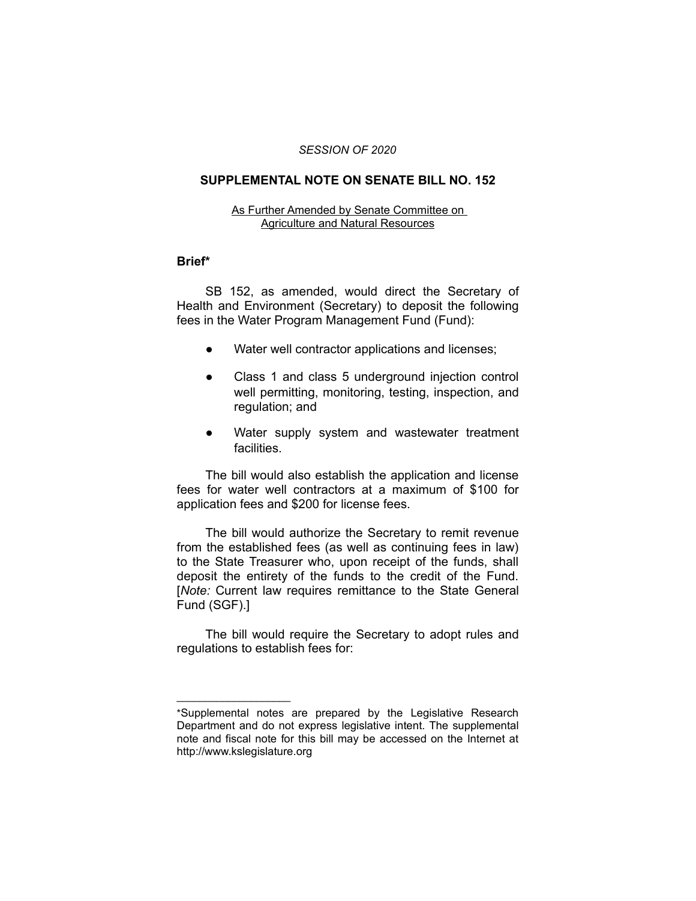*SESSION OF 2020*

# SUPPLEMENTAL NOTE ON SENATE BILL NO. 152

As Further Amended by Senate Committee on Agriculture and Natural Resources

## Brief*

SB 152, as amended, would direct the Secretary of Health and Environment (Secretary) to deposit the following fees in the Water Program Management Fund (Fund):

- Water well contractor applications and licenses;
- Class 1 and class 5 underground injection control well permitting, monitoring, testing, inspection, and regulation; and
- Water supply system and wastewater treatment facilities.

The bill would also establish the application and license fees for water well contractors at a maximum of $100 for application fees and $200 for license fees.

The bill would authorize the Secretary to remit revenue from the established fees (as well as continuing fees in law) to the State Treasurer who, upon receipt of the funds, shall deposit the entirety of the funds to the credit of the Fund. [*Note:* Current law requires remittance to the State General Fund (SGF).]

The bill would require the Secretary to adopt rules and regulations to establish fees for:

---

*Supplemental notes are prepared by the Legislative Research Department and do not express legislative intent. The supplemental note and fiscal note for this bill may be accessed on the Internet at http://www.kslegislature.org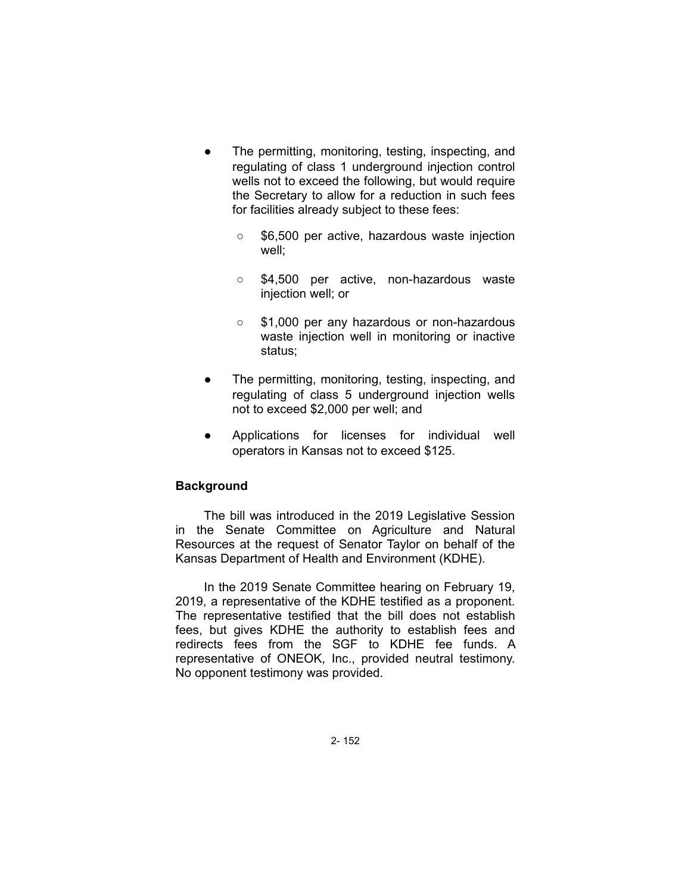- The permitting, monitoring, testing, inspecting, and regulating of class 1 underground injection control wells not to exceed the following, but would require the Secretary to allow for a reduction in such fees for facilities already subject to these fees:
  - $6,500 per active, hazardous waste injection well;
  - $4,500 per active, non-hazardous waste injection well; or
  - $1,000 per any hazardous or non-hazardous waste injection well in monitoring or inactive status;
- The permitting, monitoring, testing, inspecting, and regulating of class 5 underground injection wells not to exceed $2,000 per well; and
- Applications for licenses for individual well operators in Kansas not to exceed $125.

**Background**

The bill was introduced in the 2019 Legislative Session in the Senate Committee on Agriculture and Natural Resources at the request of Senator Taylor on behalf of the Kansas Department of Health and Environment (KDHE).

In the 2019 Senate Committee hearing on February 19, 2019, a representative of the KDHE testified as a proponent. The representative testified that the bill does not establish fees, but gives KDHE the authority to establish fees and redirects fees from the SGF to KDHE fee funds. A representative of ONEOK, Inc., provided neutral testimony. No opponent testimony was provided.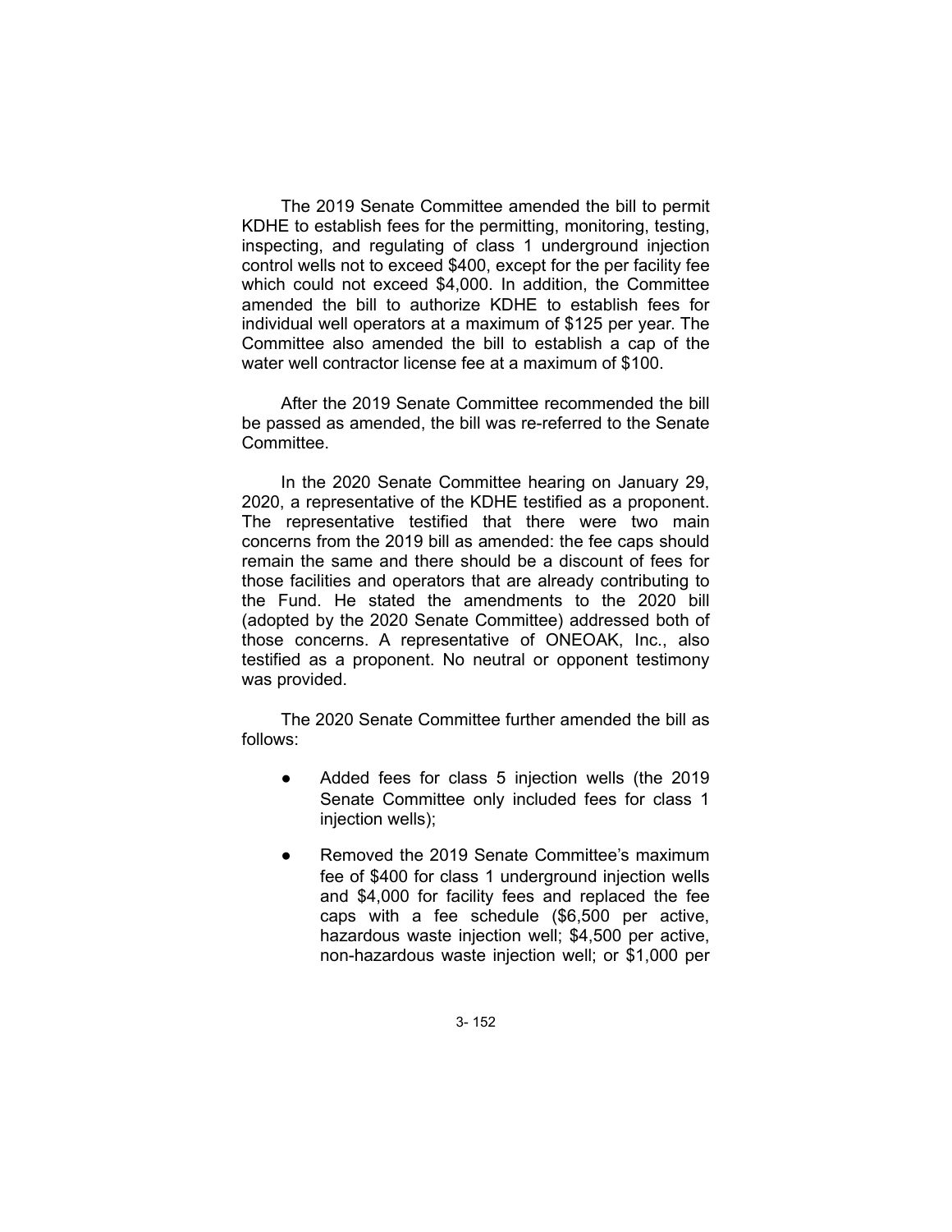The 2019 Senate Committee amended the bill to permit KDHE to establish fees for the permitting, monitoring, testing, inspecting, and regulating of class 1 underground injection control wells not to exceed $400, except for the per facility fee which could not exceed $4,000. In addition, the Committee amended the bill to authorize KDHE to establish fees for individual well operators at a maximum of $125 per year. The Committee also amended the bill to establish a cap of the water well contractor license fee at a maximum of $100.

After the 2019 Senate Committee recommended the bill be passed as amended, the bill was re-referred to the Senate Committee.

In the 2020 Senate Committee hearing on January 29, 2020, a representative of the KDHE testified as a proponent. The representative testified that there were two main concerns from the 2019 bill as amended: the fee caps should remain the same and there should be a discount of fees for those facilities and operators that are already contributing to the Fund. He stated the amendments to the 2020 bill (adopted by the 2020 Senate Committee) addressed both of those concerns. A representative of ONEOAK, Inc., also testified as a proponent. No neutral or opponent testimony was provided.

The 2020 Senate Committee further amended the bill as follows:

- Added fees for class 5 injection wells (the 2019 Senate Committee only included fees for class 1 injection wells);
- Removed the 2019 Senate Committee's maximum fee of $400 for class 1 underground injection wells and $4,000 for facility fees and replaced the fee caps with a fee schedule ($6,500 per active, hazardous waste injection well; $4,500 per active, non-hazardous waste injection well; or $1,000 per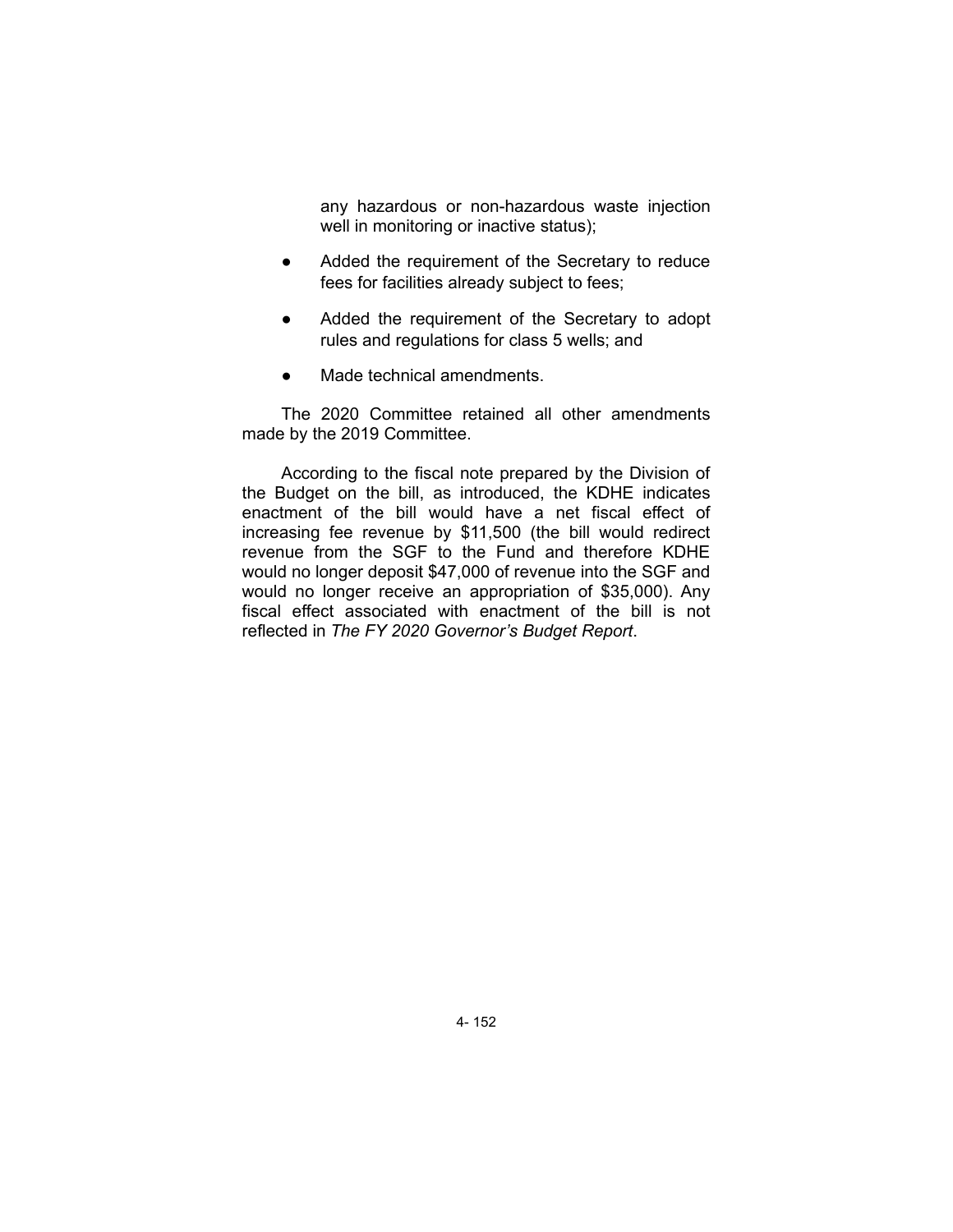any hazardous or non-hazardous waste injection well in monitoring or inactive status);

- Added the requirement of the Secretary to reduce fees for facilities already subject to fees;
- Added the requirement of the Secretary to adopt rules and regulations for class 5 wells; and
- Made technical amendments.

The 2020 Committee retained all other amendments made by the 2019 Committee.

According to the fiscal note prepared by the Division of the Budget on the bill, as introduced, the KDHE indicates enactment of the bill would have a net fiscal effect of increasing fee revenue by $11,500 (the bill would redirect revenue from the SGF to the Fund and therefore KDHE would no longer deposit $47,000 of revenue into the SGF and would no longer receive an appropriation of $35,000). Any fiscal effect associated with enactment of the bill is not reflected in *The FY 2020 Governor's Budget Report*.